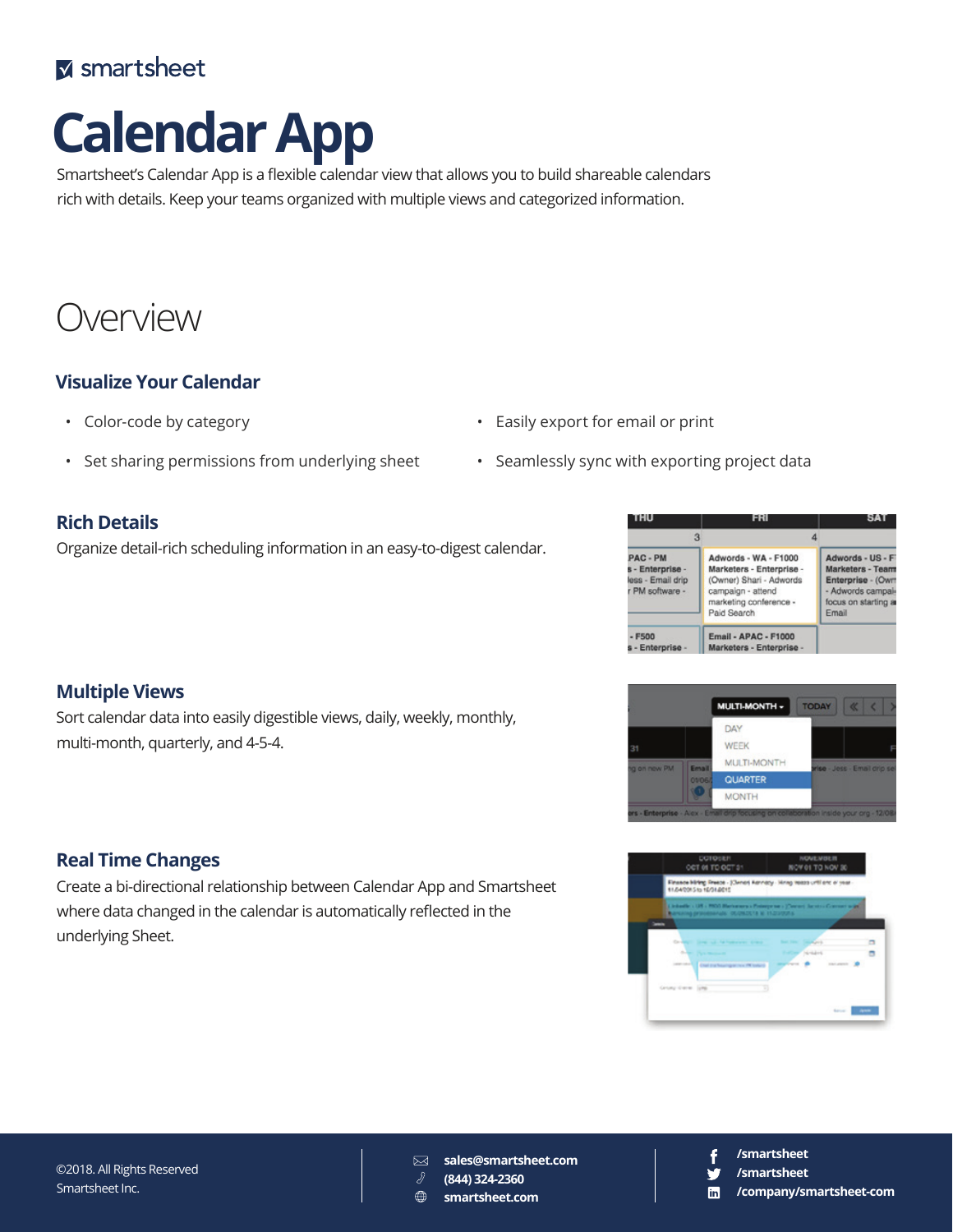smartsheet

# Calendar App

Smartsheet's Calendar App is a flexible calendar view that allows you to build shareable calendars rich with details. Keep your teams organized with multiple views and categorized information.

## Overview

### Visualize Your Calendar

- Color-code by category
- Set sharing permissions from underlying sheet
- Easily export for email or print
- Seamlessly sync with exporting project data

### Rich Details

Organize detail-rich scheduling information in an easy-to-digest calendar.

### Multiple Views

Sort calendar data into easily digestible views, daily, weekly, monthly, multi-month, quarterly, and 4-5-4.

### Real Time Changes

Create a bi-directional relationship between Calendar App and Smartsheet where data changed in the calendar is automatically reflected in the underlying Sheet.

©2018. All Rights Reserved
Smartsheet Inc.

sales@smartsheet.com
(844) 324-2360
smartsheet.com

/smartsheet
/smartsheet
/company/smartsheet-com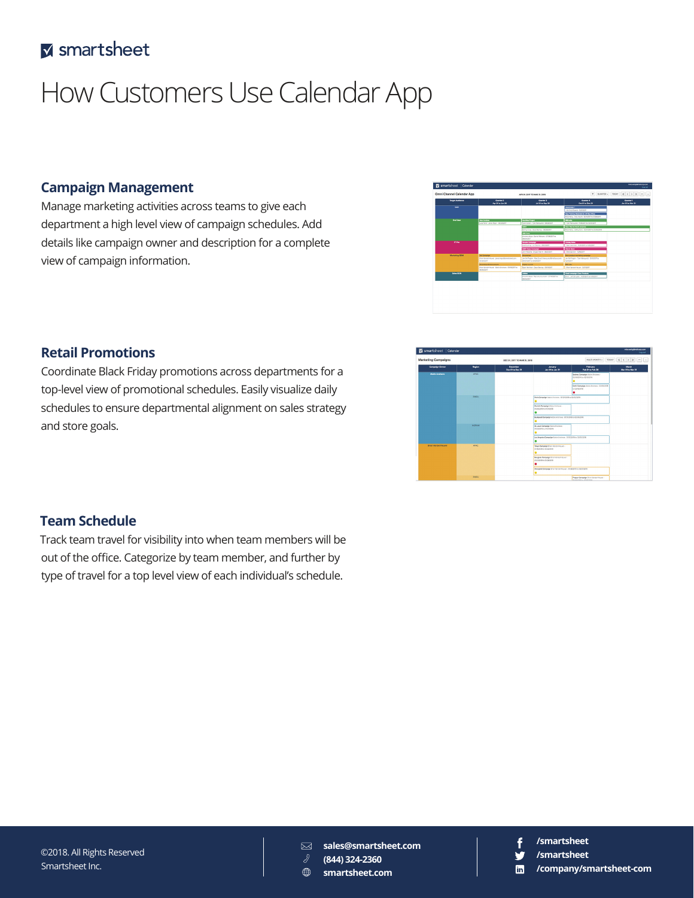# How Customers Use Calendar App

## Campaign Management

Manage marketing activities across teams to give each department a high level view of campaign schedules. Add details like campaign owner and description for a complete view of campaign information.

## Retail Promotions

Coordinate Black Friday promotions across departments for a top-level view of promotional schedules. Easily visualize daily schedules to ensure departmental alignment on sales strategy and store goals.

## Team Schedule

Track team travel for visibility into when team members will be out of the office. Categorize by team member, and further by type of travel for a top level view of each individual's schedule.

©2018. All Rights Reserved
Smartsheet Inc.

sales@smartsheet.com
(844) 324-2360
smartsheet.com

/smartsheet
/smartsheet
/company/smartsheet-com